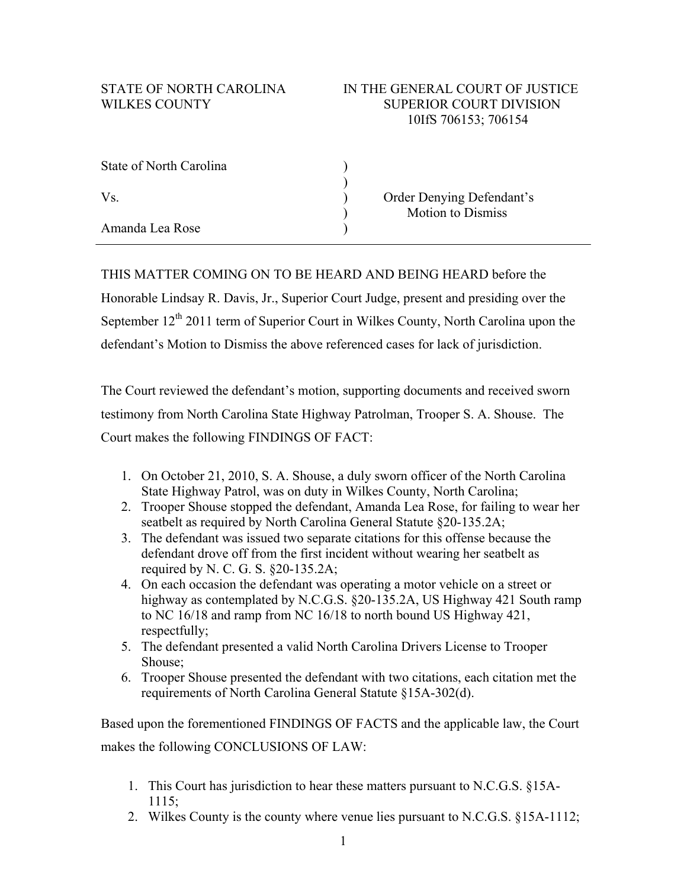STATE OF NORTH CAROLINA  
WILKES COUNTY

IN THE GENERAL COURT OF JUSTICE  
SUPERIOR COURT DIVISION  
10IfS 706153; 706154

| | | |
|---|---|---|
| State of North Carolina | ) | |
| | ) | |
| Vs. | ) | Order Denying Defendant's |
| | ) | Motion to Dismiss |
| Amanda Lea Rose | ) | |

THIS MATTER COMING ON TO BE HEARD AND BEING HEARD before the Honorable Lindsay R. Davis, Jr., Superior Court Judge, present and presiding over the September 12th 2011 term of Superior Court in Wilkes County, North Carolina upon the defendant's Motion to Dismiss the above referenced cases for lack of jurisdiction.

The Court reviewed the defendant's motion, supporting documents and received sworn testimony from North Carolina State Highway Patrolman, Trooper S. A. Shouse. The Court makes the following FINDINGS OF FACT:

1. On October 21, 2010, S. A. Shouse, a duly sworn officer of the North Carolina State Highway Patrol, was on duty in Wilkes County, North Carolina;
2. Trooper Shouse stopped the defendant, Amanda Lea Rose, for failing to wear her seatbelt as required by North Carolina General Statute §20-135.2A;
3. The defendant was issued two separate citations for this offense because the defendant drove off from the first incident without wearing her seatbelt as required by N. C. G. S. §20-135.2A;
4. On each occasion the defendant was operating a motor vehicle on a street or highway as contemplated by N.C.G.S. §20-135.2A, US Highway 421 South ramp to NC 16/18 and ramp from NC 16/18 to north bound US Highway 421, respectfully;
5. The defendant presented a valid North Carolina Drivers License to Trooper Shouse;
6. Trooper Shouse presented the defendant with two citations, each citation met the requirements of North Carolina General Statute §15A-302(d).

Based upon the forementioned FINDINGS OF FACTS and the applicable law, the Court makes the following CONCLUSIONS OF LAW:

1. This Court has jurisdiction to hear these matters pursuant to N.C.G.S. §15A-1115;
2. Wilkes County is the county where venue lies pursuant to N.C.G.S. §15A-1112;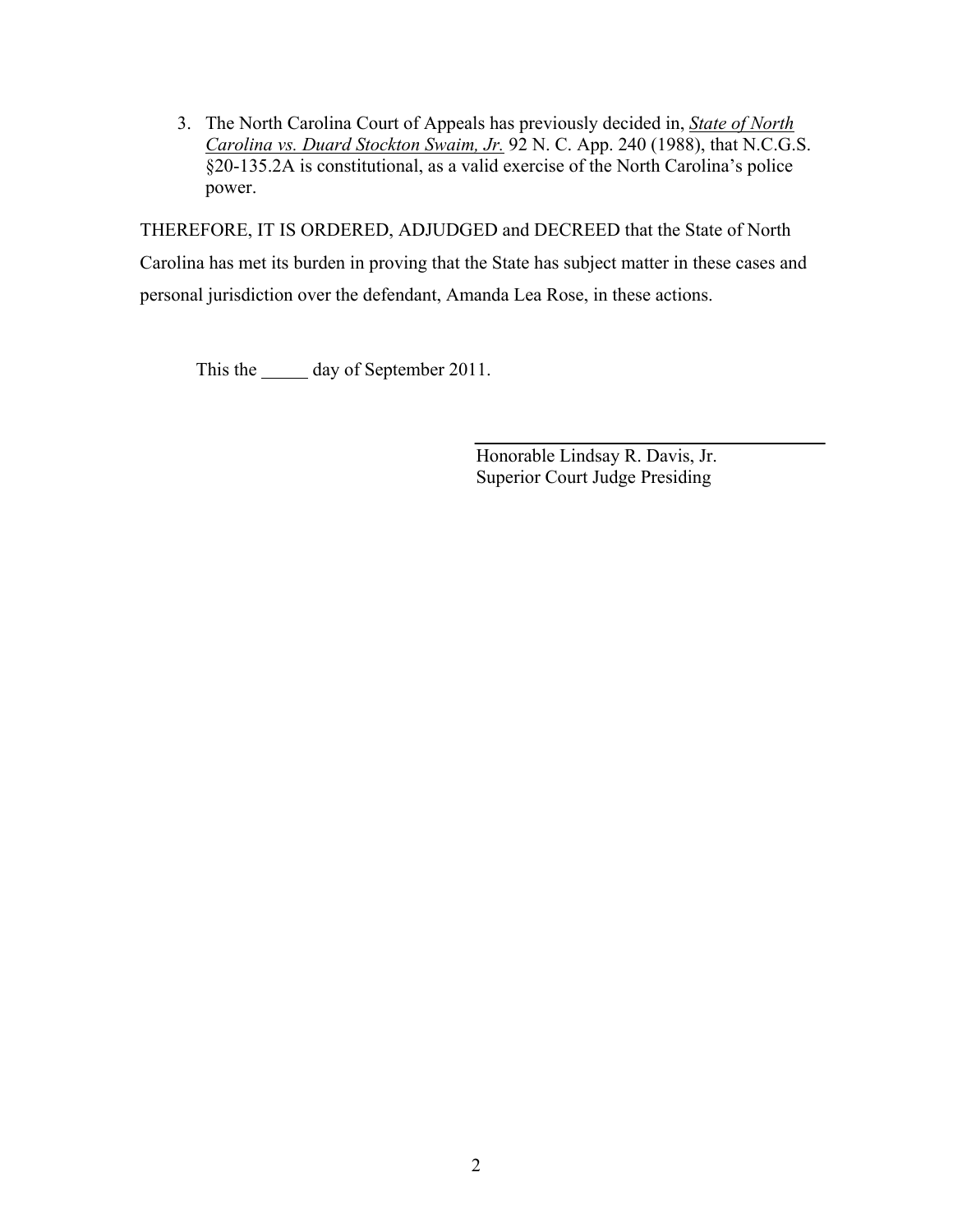3. The North Carolina Court of Appeals has previously decided in, _State of North Carolina vs. Duard Stockton Swaim, Jr._ 92 N. C. App. 240 (1988), that N.C.G.S. §20-135.2A is constitutional, as a valid exercise of the North Carolina's police power.

THEREFORE, IT IS ORDERED, ADJUDGED and DECREED that the State of North Carolina has met its burden in proving that the State has subject matter in these cases and personal jurisdiction over the defendant, Amanda Lea Rose, in these actions.

This the _____ day of September 2011.

\_\_\_\_\_\_\_\_\_\_\_\_\_\_\_\_\_\_\_\_\_\_\_\_\_\_\_\_\_\_\_\_\_\_\_\_
Honorable Lindsay R. Davis, Jr.
Superior Court Judge Presiding